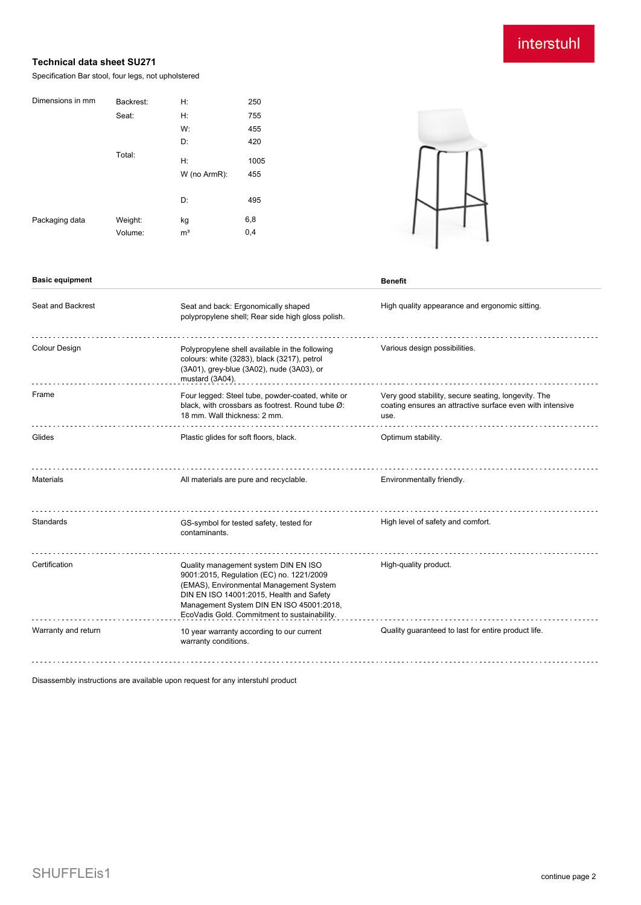# Technical data sheet SU271

Specification Bar stool, four legs, not upholstered

| Dimensions in mm | Backrest: | H: | 250 |
| --- | --- | --- | --- |
| | Seat: | H: | 755 |
| | | W: | 455 |
| | | D: | 420 |
| | Total: | H: | 1005 |
| | | W (no ArmR): | 455 |
| | | D: | 495 |
| Packaging data | Weight: | kg | 6,8 |
| | Volume: | m³ | 0,4 |

| Basic equipment | | Benefit |
| --- | --- | --- |
| Seat and Backrest | Seat and back: Ergonomically shaped polypropylene shell; Rear side high gloss polish. | High quality appearance and ergonomic sitting. |
| Colour Design | Polypropylene shell available in the following colours: white (3283), black (3217), petrol (3A01), grey-blue (3A02), nude (3A03), or mustard (3A04). | Various design possibilities. |
| Frame | Four legged: Steel tube, powder-coated, white or black, with crossbars as footrest. Round tube Ø: 18 mm. Wall thickness: 2 mm. | Very good stability, secure seating, longevity. The coating ensures an attractive surface even with intensive use. |
| Glides | Plastic glides for soft floors, black. | Optimum stability. |
| Materials | All materials are pure and recyclable. | Environmentally friendly. |
| Standards | GS-symbol for tested safety, tested for contaminants. | High level of safety and comfort. |
| Certification | Quality management system DIN EN ISO 9001:2015, Regulation (EC) no. 1221/2009 (EMAS), Environmental Management System DIN EN ISO 14001:2015, Health and Safety Management System DIN EN ISO 45001:2018, EcoVadis Gold. Commitment to sustainability. | High-quality product. |
| Warranty and return | 10 year warranty according to our current warranty conditions. | Quality guaranteed to last for entire product life. |

Disassembly instructions are available upon request for any interstuhl product

SHUFFLEis1

continue page 2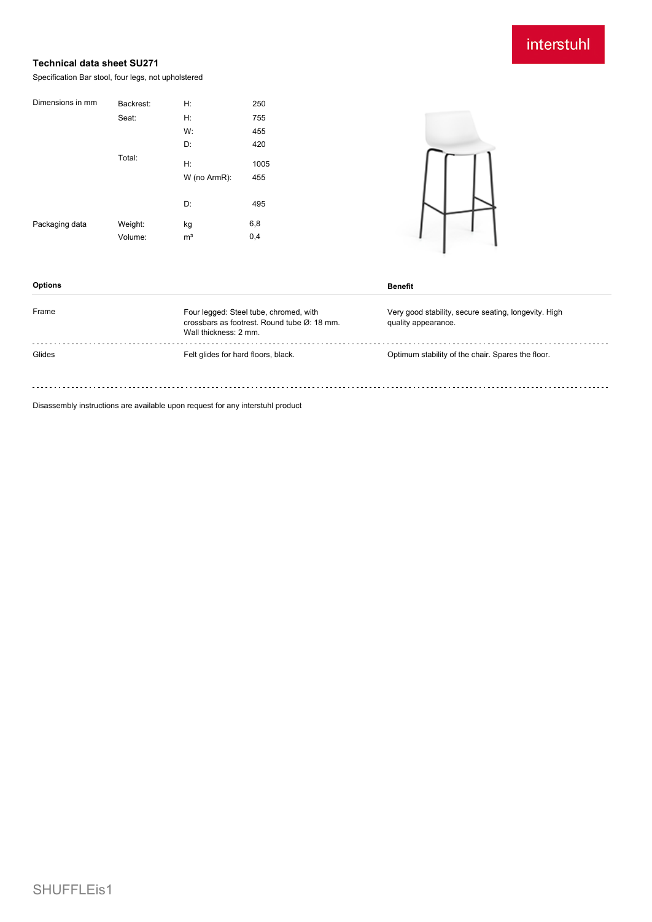## Technical data sheet SU271

Specification Bar stool, four legs, not upholstered

| | | | |
|---|---|---|---|
| Dimensions in mm | Backrest: | H: | 250 |
| | Seat: | H: | 755 |
| | | W: | 455 |
| | | D: | 420 |
| | Total: | H: | 1005 |
| | | W (no ArmR): | 455 |
| | | D: | 495 |
| Packaging data | Weight: | kg | 6,8 |
| | Volume: | m³ | 0,4 |

| Options | | Benefit |
|---|---|---|
| Frame | Four legged: Steel tube, chromed, with crossbars as footrest. Round tube Ø: 18 mm. Wall thickness: 2 mm. | Very good stability, secure seating, longevity. High quality appearance. |
| Glides | Felt glides for hard floors, black. | Optimum stability of the chair. Spares the floor. |

Disassembly instructions are available upon request for any interstuhl product

SHUFFLEis1